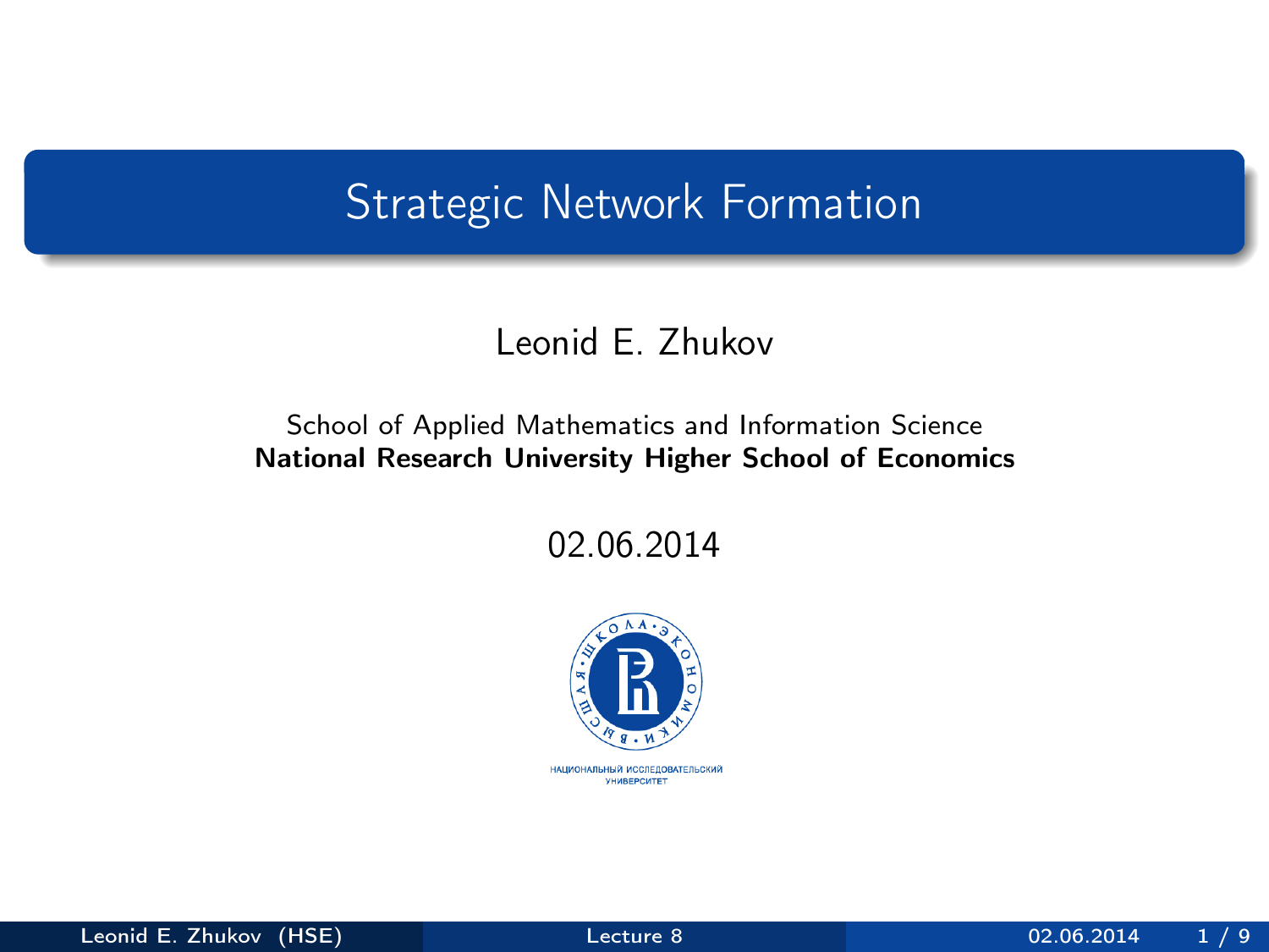# Strategic Network Formation

Leonid E. Zhukov

School of Applied Mathematics and Information Science
**National Research University Higher School of Economics**

02.06.2014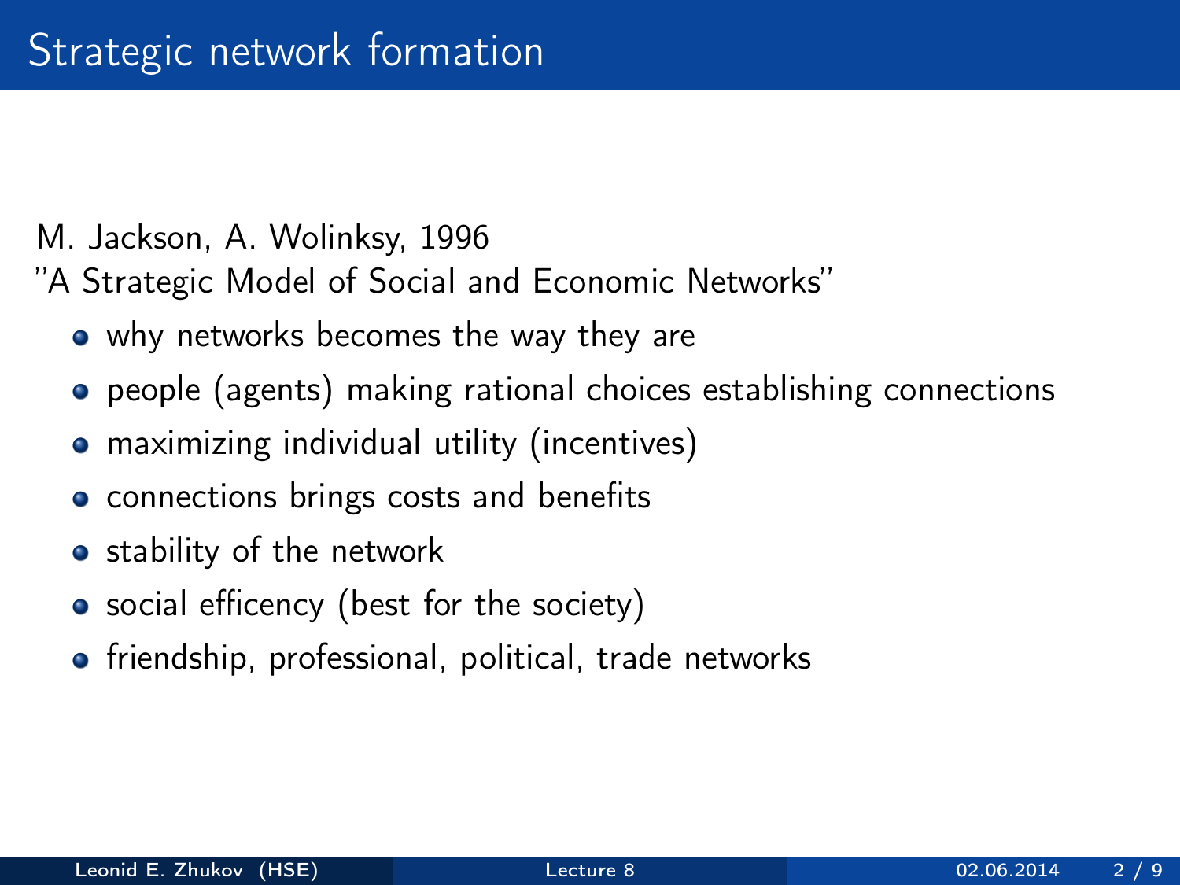# Strategic network formation

M. Jackson, A. Wolinksy, 1996
"A Strategic Model of Social and Economic Networks"

- why networks becomes the way they are
- people (agents) making rational choices establishing connections
- maximizing individual utility (incentives)
- connections brings costs and benefits
- stability of the network
- social efficency (best for the society)
- friendship, professional, political, trade networks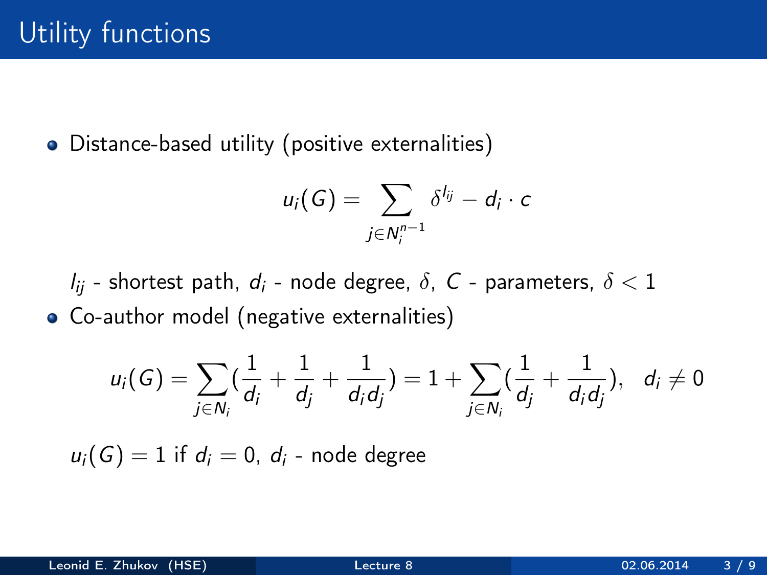# Utility functions

- Distance-based utility (positive externalities)

$$u_i(G) = \sum_{j \in N_i^{n-1}} \delta^{l_{ij}} - d_i \cdot c$$

$l_{ij}$ - shortest path, $d_i$ - node degree, $\delta$, $C$ - parameters, $\delta < 1$

- Co-author model (negative externalities)

$$u_i(G) = \sum_{j \in N_i} \left(\frac{1}{d_i} + \frac{1}{d_j} + \frac{1}{d_i d_j}\right) = 1 + \sum_{j \in N_i} \left(\frac{1}{d_j} + \frac{1}{d_i d_j}\right), \quad d_i \neq 0$$

$u_i(G) = 1$ if $d_i = 0$, $d_i$ - node degree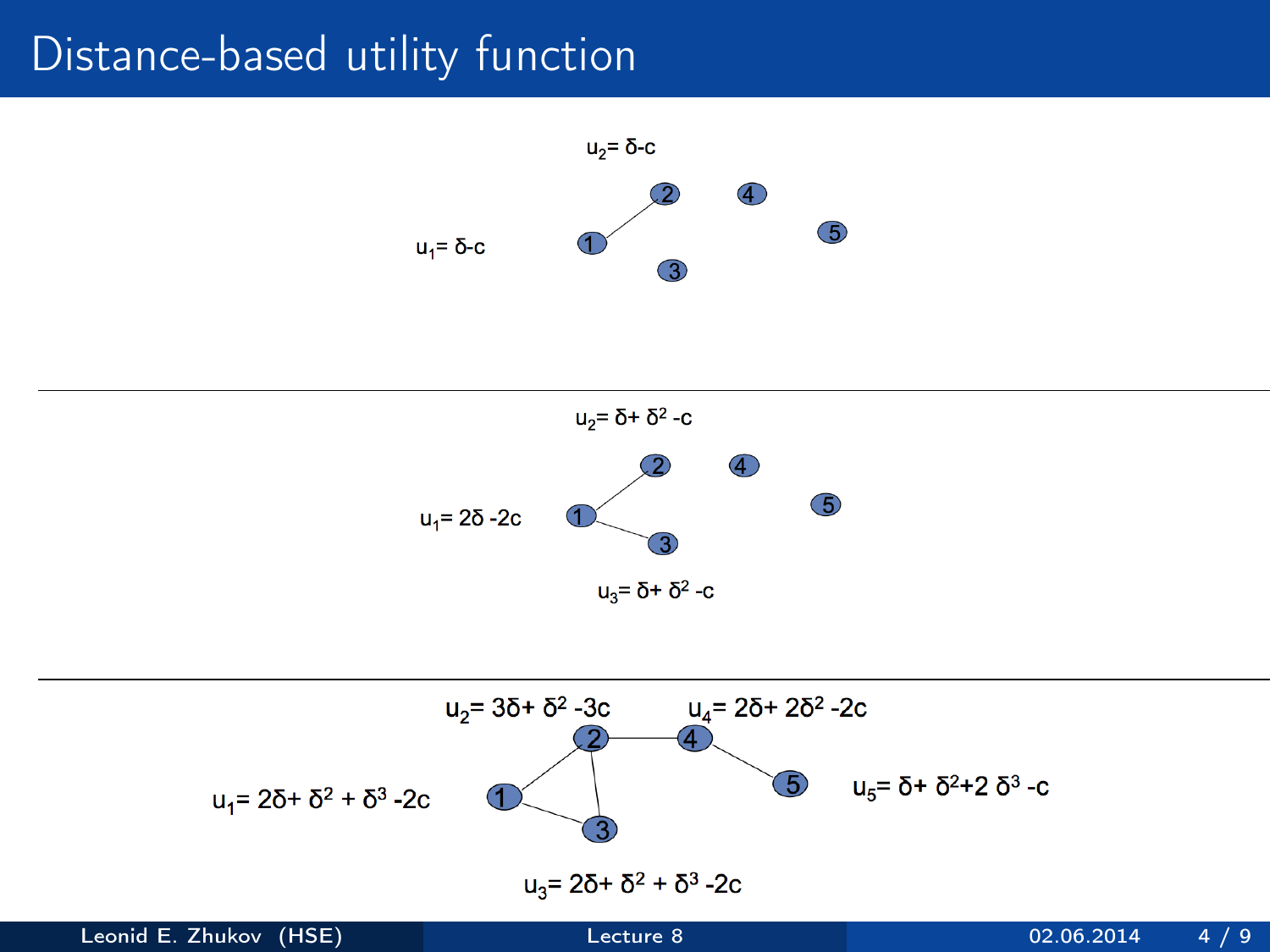# Distance-based utility function

$u_2 = \delta - c$

$u_1 = \delta - c$

---

$u_2 = \delta + \delta^2 - c$

$u_1 = 2\delta - 2c$

$u_3 = \delta + \delta^2 - c$

---

$u_2 = 3\delta + \delta^2 - 3c$

$u_4 = 2\delta + 2\delta^2 - 2c$

$u_1 = 2\delta + \delta^2 + \delta^3 - 2c$

$u_5 = \delta + \delta^2 + 2\delta^3 - c$

$u_3 = 2\delta + \delta^2 + \delta^3 - 2c$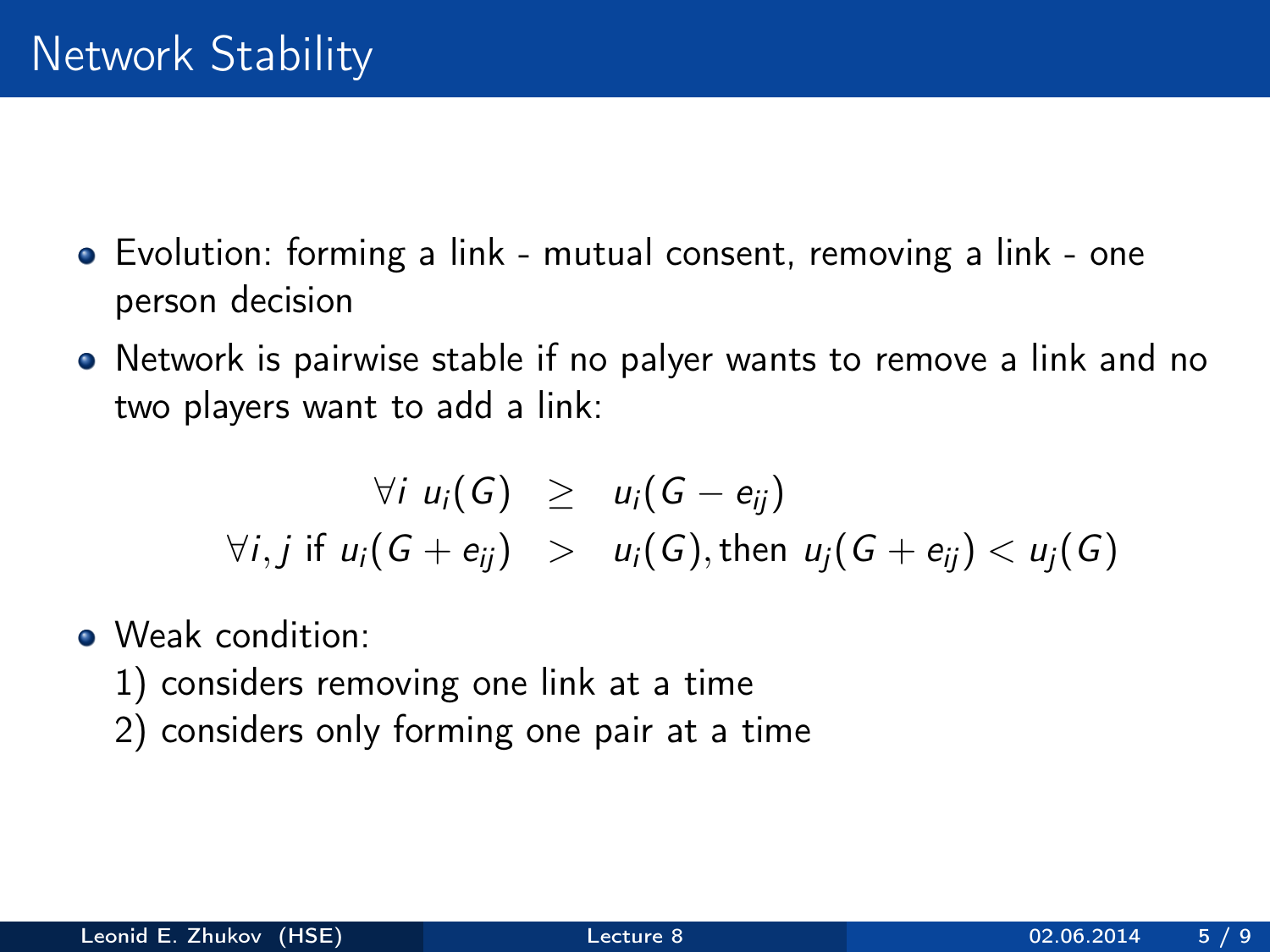# Network Stability

- Evolution: forming a link - mutual consent, removing a link - one person decision
- Network is pairwise stable if no palyer wants to remove a link and no two players want to add a link:

$$
\begin{aligned}
\forall i \; u_i(G) &\geq u_i(G - e_{ij}) \\
\forall i, j \text{ if } u_i(G + e_{ij}) &> u_i(G), \text{then } u_j(G + e_{ij}) < u_j(G)
\end{aligned}
$$

- Weak condition:
  1) considers removing one link at a time
  2) considers only forming one pair at a time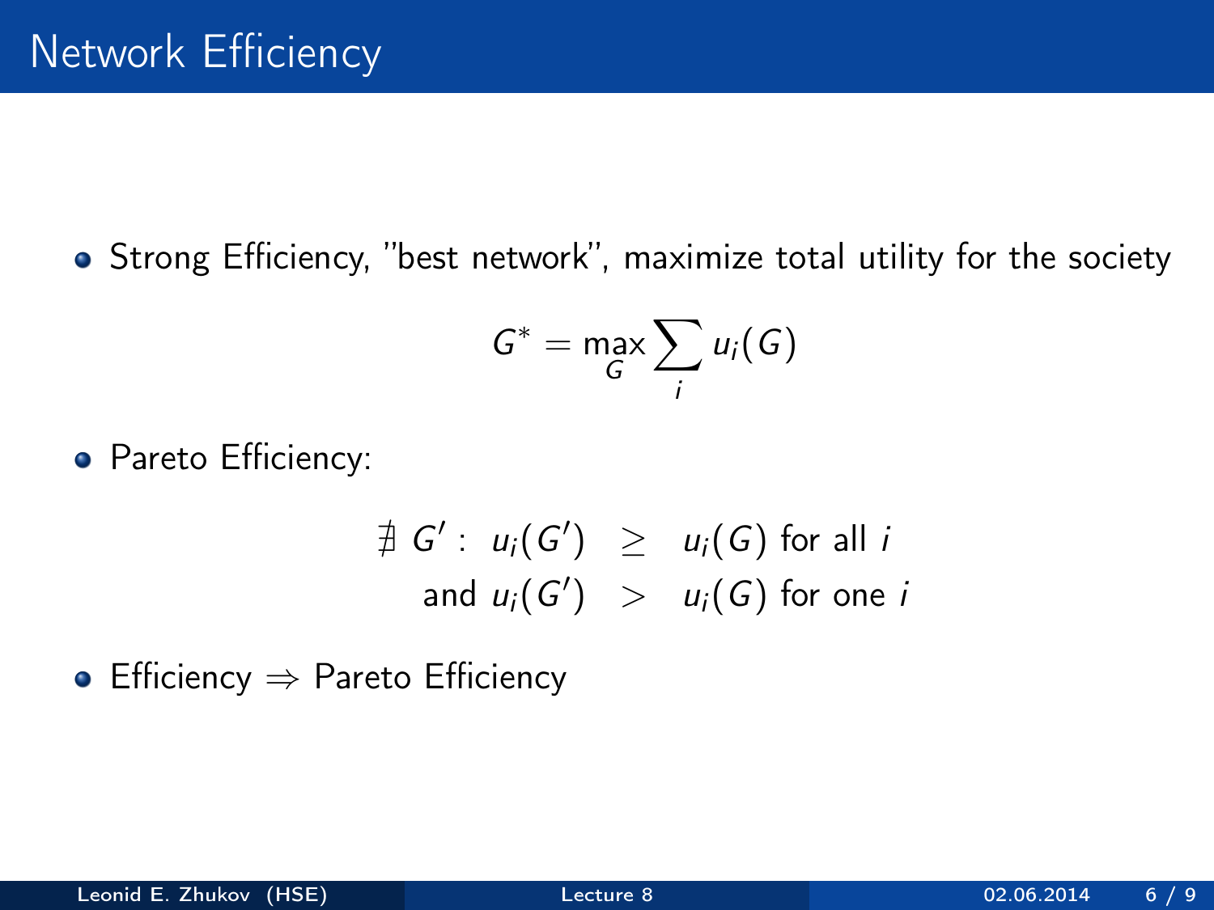# Network Efficiency

- Strong Efficiency, "best network", maximize total utility for the society

$$G^* = \max_G \sum_i u_i(G)$$

- Pareto Efficiency:

$$\begin{aligned} \nexists\ G' :\ u_i(G') &\geq u_i(G) \text{ for all } i \\ \text{and } u_i(G') &> u_i(G) \text{ for one } i \end{aligned}$$

- Efficiency $\Rightarrow$ Pareto Efficiency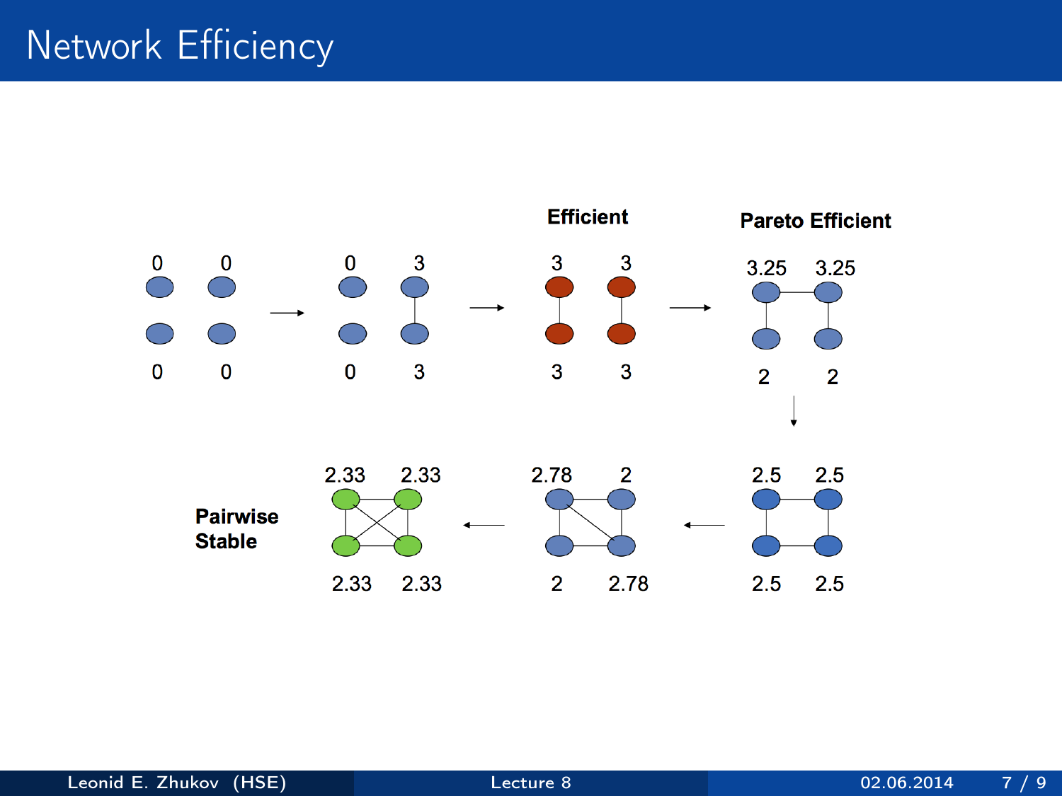# Network Efficiency

Efficient

Pareto Efficient

Pairwise Stable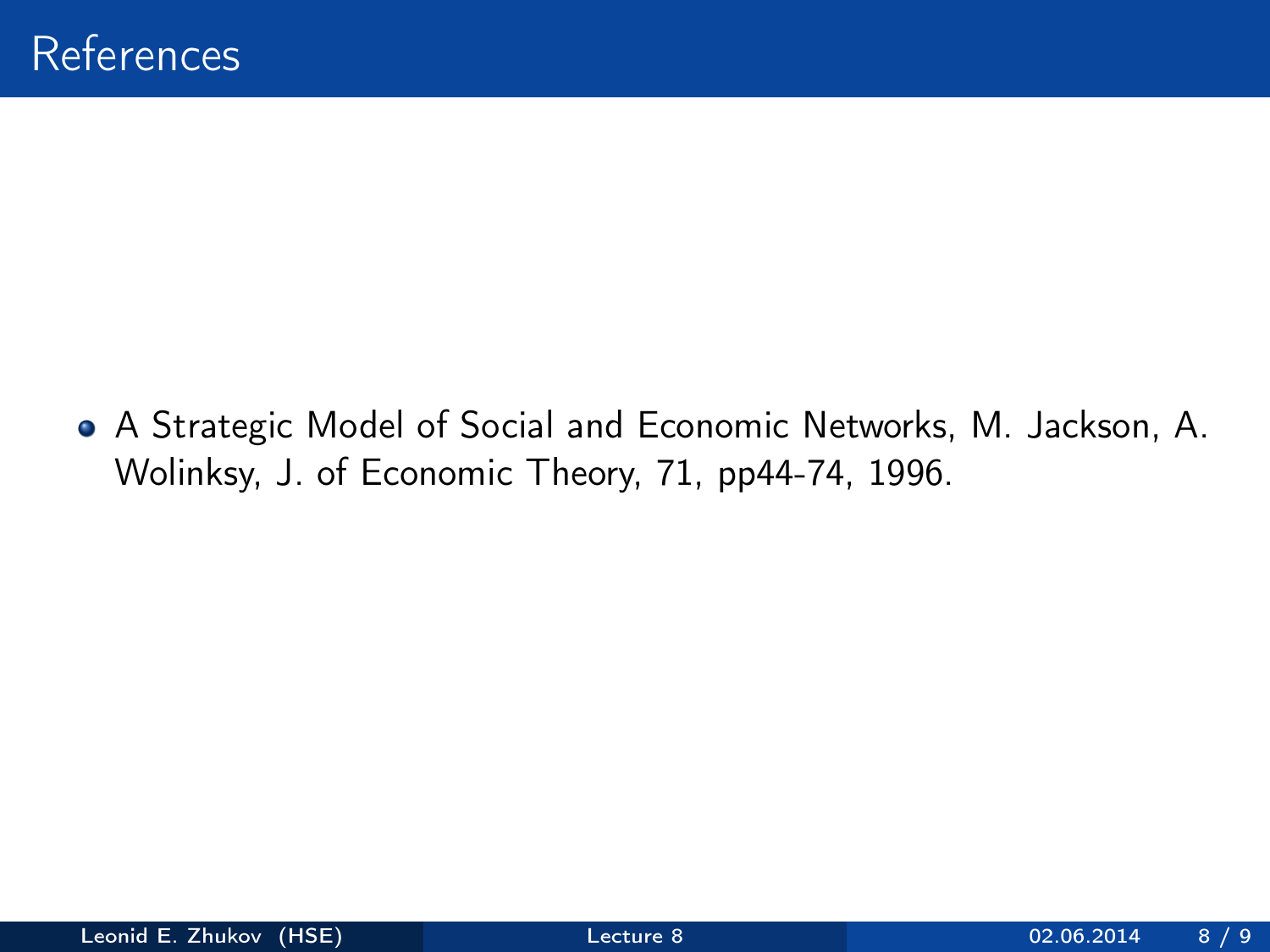# References

- A Strategic Model of Social and Economic Networks, M. Jackson, A. Wolinksy, J. of Economic Theory, 71, pp44-74, 1996.